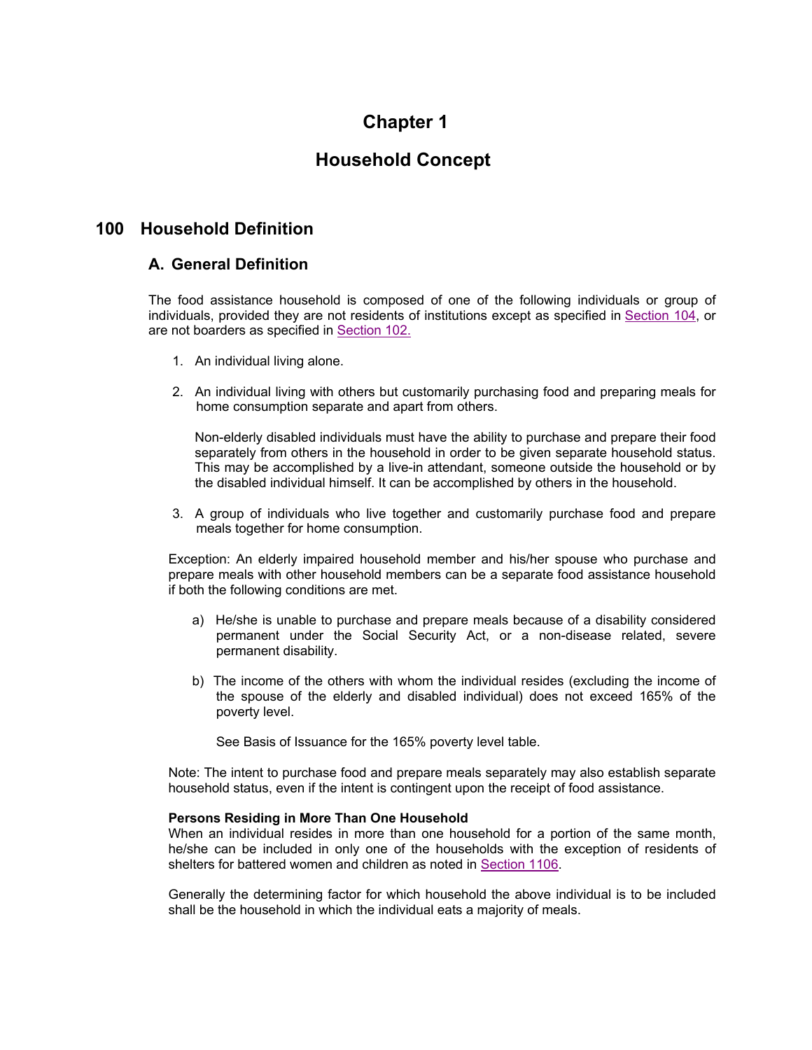# Chapter 1

# Household Concept

## 100 Household Definition

### A. General Definition

The food assistance household is composed of one of the following individuals or group of individuals, provided they are not residents of institutions except as specified in Section 104, or are not boarders as specified in Section 102.

1. An individual living alone.

2. An individual living with others but customarily purchasing food and preparing meals for home consumption separate and apart from others.

   Non-elderly disabled individuals must have the ability to purchase and prepare their food separately from others in the household in order to be given separate household status. This may be accomplished by a live-in attendant, someone outside the household or by the disabled individual himself. It can be accomplished by others in the household.

3. A group of individuals who live together and customarily purchase food and prepare meals together for home consumption.

Exception: An elderly impaired household member and his/her spouse who purchase and prepare meals with other household members can be a separate food assistance household if both the following conditions are met.

a) He/she is unable to purchase and prepare meals because of a disability considered permanent under the Social Security Act, or a non-disease related, severe permanent disability.

b) The income of the others with whom the individual resides (excluding the income of the spouse of the elderly and disabled individual) does not exceed 165% of the poverty level.

   See Basis of Issuance for the 165% poverty level table.

Note: The intent to purchase food and prepare meals separately may also establish separate household status, even if the intent is contingent upon the receipt of food assistance.

**Persons Residing in More Than One Household**
When an individual resides in more than one household for a portion of the same month, he/she can be included in only one of the households with the exception of residents of shelters for battered women and children as noted in Section 1106.

Generally the determining factor for which household the above individual is to be included shall be the household in which the individual eats a majority of meals.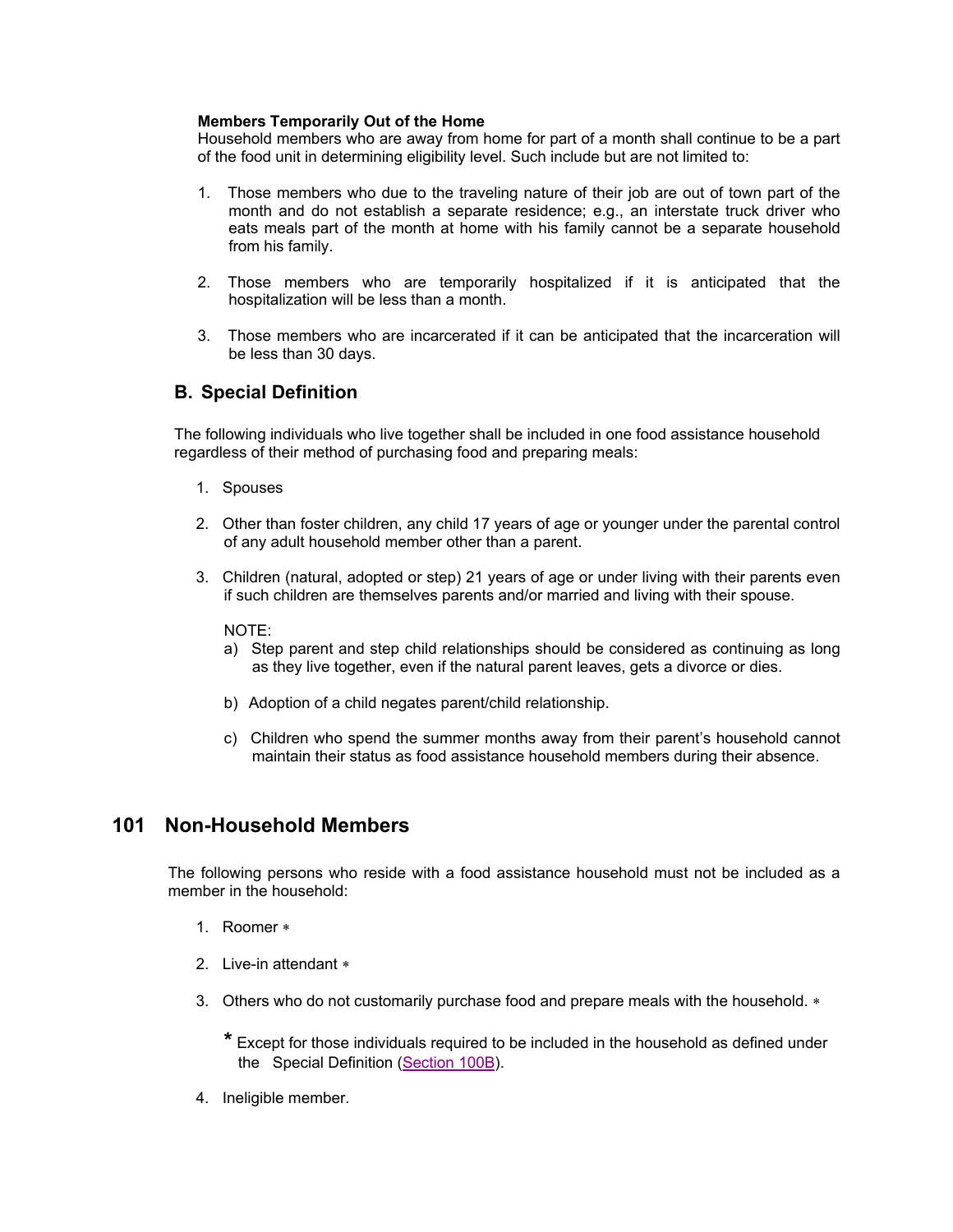**Members Temporarily Out of the Home**
Household members who are away from home for part of a month shall continue to be a part of the food unit in determining eligibility level. Such include but are not limited to:

1. Those members who due to the traveling nature of their job are out of town part of the month and do not establish a separate residence; e.g., an interstate truck driver who eats meals part of the month at home with his family cannot be a separate household from his family.

2. Those members who are temporarily hospitalized if it is anticipated that the hospitalization will be less than a month.

3. Those members who are incarcerated if it can be anticipated that the incarceration will be less than 30 days.

## B. Special Definition

The following individuals who live together shall be included in one food assistance household regardless of their method of purchasing food and preparing meals:

1. Spouses

2. Other than foster children, any child 17 years of age or younger under the parental control of any adult household member other than a parent.

3. Children (natural, adopted or step) 21 years of age or under living with their parents even if such children are themselves parents and/or married and living with their spouse.

   NOTE:
   a) Step parent and step child relationships should be considered as continuing as long as they live together, even if the natural parent leaves, gets a divorce or dies.

   b) Adoption of a child negates parent/child relationship.

   c) Children who spend the summer months away from their parent's household cannot maintain their status as food assistance household members during their absence.

# 101 Non-Household Members

The following persons who reside with a food assistance household must not be included as a member in the household:

1. Roomer *

2. Live-in attendant *

3. Others who do not customarily purchase food and prepare meals with the household. *

   * Except for those individuals required to be included in the household as defined under the Special Definition (Section 100B).

4. Ineligible member.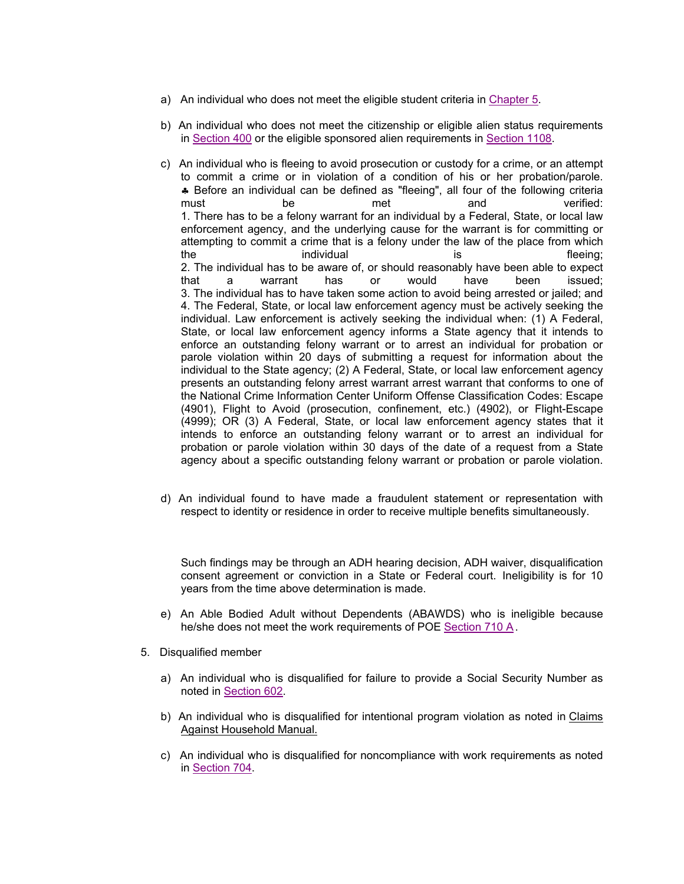a) An individual who does not meet the eligible student criteria in Chapter 5.

b) An individual who does not meet the citizenship or eligible alien status requirements in Section 400 or the eligible sponsored alien requirements in Section 1108.

c) An individual who is fleeing to avoid prosecution or custody for a crime, or an attempt to commit a crime or in violation of a condition of his or her probation/parole. ♣ Before an individual can be defined as "fleeing", all four of the following criteria must be met and verified:
1. There has to be a felony warrant for an individual by a Federal, State, or local law enforcement agency, and the underlying cause for the warrant is for committing or attempting to commit a crime that is a felony under the law of the place from which the individual is fleeing;
2. The individual has to be aware of, or should reasonably have been able to expect that a warrant has or would have been issued;
3. The individual has to have taken some action to avoid being arrested or jailed; and
4. The Federal, State, or local law enforcement agency must be actively seeking the individual. Law enforcement is actively seeking the individual when: (1) A Federal, State, or local law enforcement agency informs a State agency that it intends to enforce an outstanding felony warrant or to arrest an individual for probation or parole violation within 20 days of submitting a request for information about the individual to the State agency; (2) A Federal, State, or local law enforcement agency presents an outstanding felony arrest warrant arrest warrant that conforms to one of the National Crime Information Center Uniform Offense Classification Codes: Escape (4901), Flight to Avoid (prosecution, confinement, etc.) (4902), or Flight-Escape (4999); OR (3) A Federal, State, or local law enforcement agency states that it intends to enforce an outstanding felony warrant or to arrest an individual for probation or parole violation within 30 days of the date of a request from a State agency about a specific outstanding felony warrant or probation or parole violation.

d) An individual found to have made a fraudulent statement or representation with respect to identity or residence in order to receive multiple benefits simultaneously.

Such findings may be through an ADH hearing decision, ADH waiver, disqualification consent agreement or conviction in a State or Federal court. Ineligibility is for 10 years from the time above determination is made.

e) An Able Bodied Adult without Dependents (ABAWDS) who is ineligible because he/she does not meet the work requirements of POE Section 710 A.

5. Disqualified member

a) An individual who is disqualified for failure to provide a Social Security Number as noted in Section 602.

b) An individual who is disqualified for intentional program violation as noted in Claims Against Household Manual.

c) An individual who is disqualified for noncompliance with work requirements as noted in Section 704.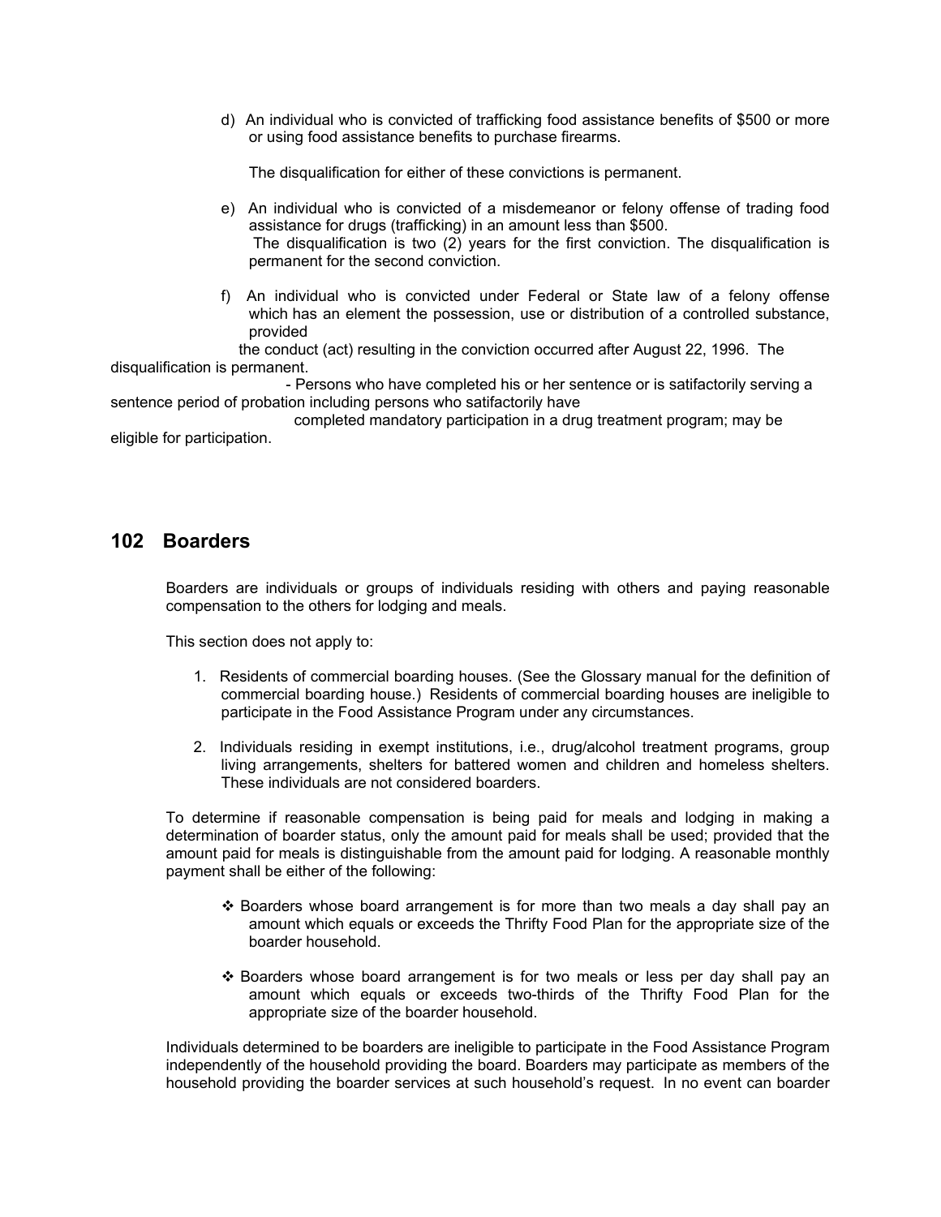d) An individual who is convicted of trafficking food assistance benefits of $500 or more or using food assistance benefits to purchase firearms.

   The disqualification for either of these convictions is permanent.

e) An individual who is convicted of a misdemeanor or felony offense of trading food assistance for drugs (trafficking) in an amount less than $500.
   The disqualification is two (2) years for the first conviction. The disqualification is permanent for the second conviction.

f) An individual who is convicted under Federal or State law of a felony offense which has an element the possession, use or distribution of a controlled substance, provided
   the conduct (act) resulting in the conviction occurred after August 22, 1996. The disqualification is permanent.
   - Persons who have completed his or her sentence or is satisfactorily serving a sentence period of probation including persons who satifactorily have completed mandatory participation in a drug treatment program; may be eligible for participation.

## 102 Boarders

Boarders are individuals or groups of individuals residing with others and paying reasonable compensation to the others for lodging and meals.

This section does not apply to:

1. Residents of commercial boarding houses. (See the Glossary manual for the definition of commercial boarding house.) Residents of commercial boarding houses are ineligible to participate in the Food Assistance Program under any circumstances.
2. Individuals residing in exempt institutions, i.e., drug/alcohol treatment programs, group living arrangements, shelters for battered women and children and homeless shelters. These individuals are not considered boarders.

To determine if reasonable compensation is being paid for meals and lodging in making a determination of boarder status, only the amount paid for meals shall be used; provided that the amount paid for meals is distinguishable from the amount paid for lodging. A reasonable monthly payment shall be either of the following:

- ❖ Boarders whose board arrangement is for more than two meals a day shall pay an amount which equals or exceeds the Thrifty Food Plan for the appropriate size of the boarder household.
- ❖ Boarders whose board arrangement is for two meals or less per day shall pay an amount which equals or exceeds two-thirds of the Thrifty Food Plan for the appropriate size of the boarder household.

Individuals determined to be boarders are ineligible to participate in the Food Assistance Program independently of the household providing the board. Boarders may participate as members of the household providing the boarder services at such household's request. In no event can boarder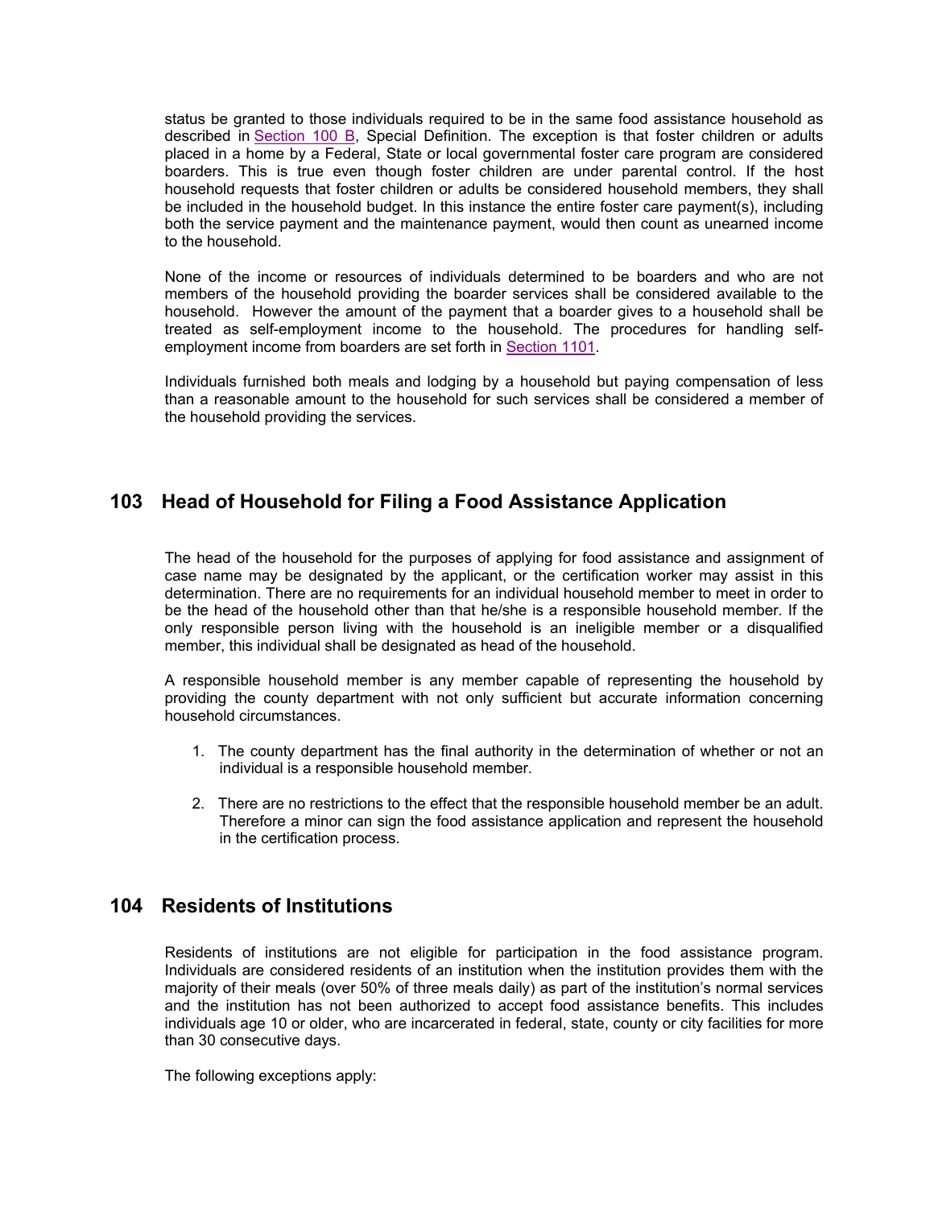status be granted to those individuals required to be in the same food assistance household as described in Section 100 B, Special Definition. The exception is that foster children or adults placed in a home by a Federal, State or local governmental foster care program are considered boarders. This is true even though foster children are under parental control. If the host household requests that foster children or adults be considered household members, they shall be included in the household budget. In this instance the entire foster care payment(s), including both the service payment and the maintenance payment, would then count as unearned income to the household.

None of the income or resources of individuals determined to be boarders and who are not members of the household providing the boarder services shall be considered available to the household. However the amount of the payment that a boarder gives to a household shall be treated as self-employment income to the household. The procedures for handling self-employment income from boarders are set forth in Section 1101.

Individuals furnished both meals and lodging by a household but paying compensation of less than a reasonable amount to the household for such services shall be considered a member of the household providing the services.

## 103 Head of Household for Filing a Food Assistance Application

The head of the household for the purposes of applying for food assistance and assignment of case name may be designated by the applicant, or the certification worker may assist in this determination. There are no requirements for an individual household member to meet in order to be the head of the household other than that he/she is a responsible household member. If the only responsible person living with the household is an ineligible member or a disqualified member, this individual shall be designated as head of the household.

A responsible household member is any member capable of representing the household by providing the county department with not only sufficient but accurate information concerning household circumstances.

1. The county department has the final authority in the determination of whether or not an individual is a responsible household member.

2. There are no restrictions to the effect that the responsible household member be an adult. Therefore a minor can sign the food assistance application and represent the household in the certification process.

## 104 Residents of Institutions

Residents of institutions are not eligible for participation in the food assistance program. Individuals are considered residents of an institution when the institution provides them with the majority of their meals (over 50% of three meals daily) as part of the institution's normal services and the institution has not been authorized to accept food assistance benefits. This includes individuals age 10 or older, who are incarcerated in federal, state, county or city facilities for more than 30 consecutive days.

The following exceptions apply: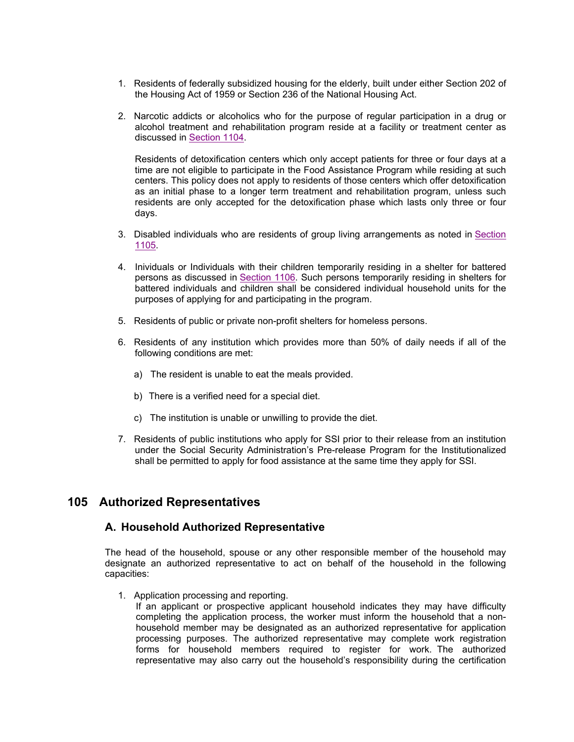1. Residents of federally subsidized housing for the elderly, built under either Section 202 of the Housing Act of 1959 or Section 236 of the National Housing Act.

2. Narcotic addicts or alcoholics who for the purpose of regular participation in a drug or alcohol treatment and rehabilitation program reside at a facility or treatment center as discussed in Section 1104.

   Residents of detoxification centers which only accept patients for three or four days at a time are not eligible to participate in the Food Assistance Program while residing at such centers. This policy does not apply to residents of those centers which offer detoxification as an initial phase to a longer term treatment and rehabilitation program, unless such residents are only accepted for the detoxification phase which lasts only three or four days.

3. Disabled individuals who are residents of group living arrangements as noted in Section 1105.

4. Inividuals or Individuals with their children temporarily residing in a shelter for battered persons as discussed in Section 1106. Such persons temporarily residing in shelters for battered individuals and children shall be considered individual household units for the purposes of applying for and participating in the program.

5. Residents of public or private non-profit shelters for homeless persons.

6. Residents of any institution which provides more than 50% of daily needs if all of the following conditions are met:

   a) The resident is unable to eat the meals provided.

   b) There is a verified need for a special diet.

   c) The institution is unable or unwilling to provide the diet.

7. Residents of public institutions who apply for SSI prior to their release from an institution under the Social Security Administration's Pre-release Program for the Institutionalized shall be permitted to apply for food assistance at the same time they apply for SSI.

## 105 Authorized Representatives

### A. Household Authorized Representative

The head of the household, spouse or any other responsible member of the household may designate an authorized representative to act on behalf of the household in the following capacities:

1. Application processing and reporting.
   If an applicant or prospective applicant household indicates they may have difficulty completing the application process, the worker must inform the household that a non-household member may be designated as an authorized representative for application processing purposes. The authorized representative may complete work registration forms for household members required to register for work. The authorized representative may also carry out the household's responsibility during the certification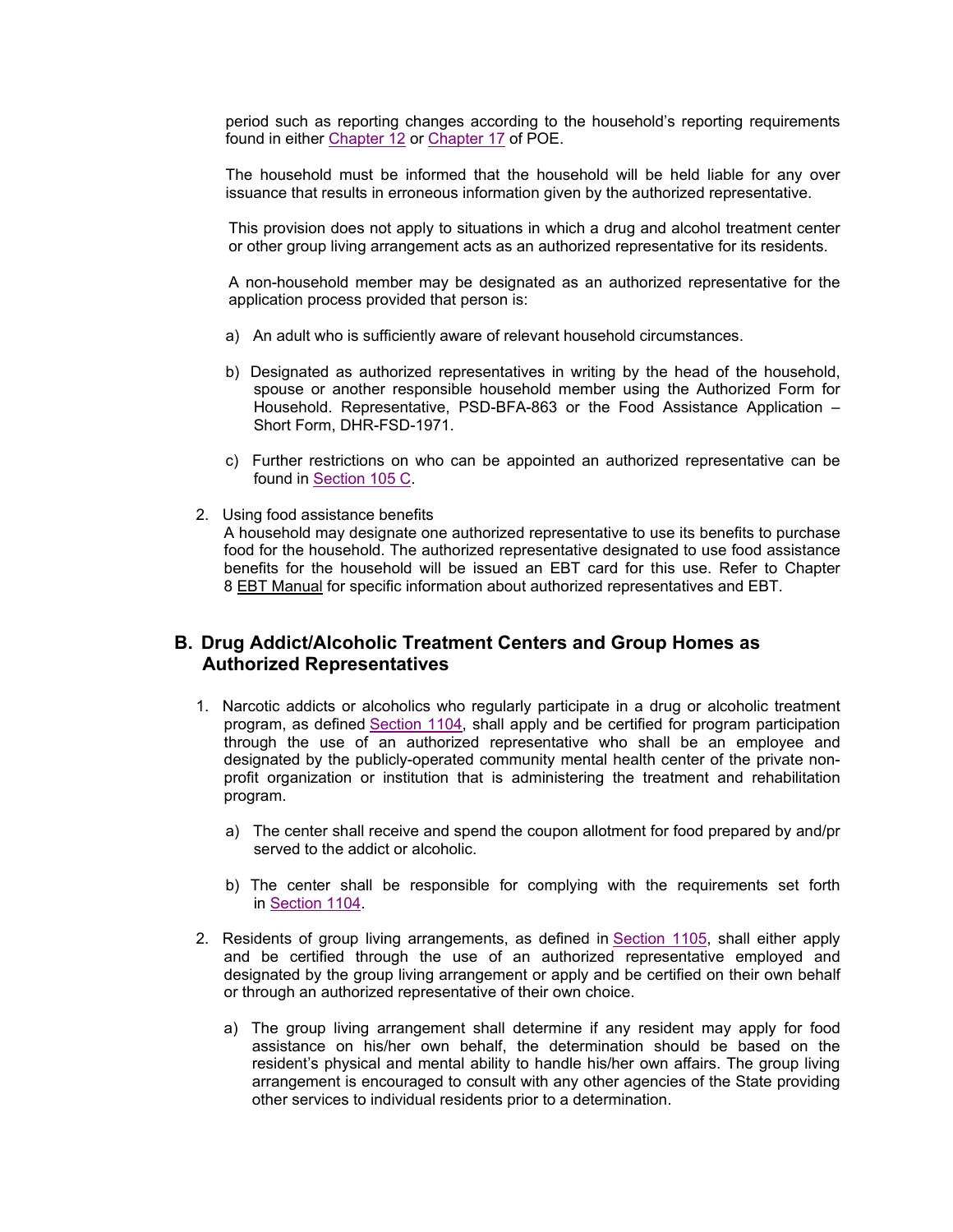period such as reporting changes according to the household's reporting requirements found in either Chapter 12 or Chapter 17 of POE.

The household must be informed that the household will be held liable for any over issuance that results in erroneous information given by the authorized representative.

This provision does not apply to situations in which a drug and alcohol treatment center or other group living arrangement acts as an authorized representative for its residents.

A non-household member may be designated as an authorized representative for the application process provided that person is:

a) An adult who is sufficiently aware of relevant household circumstances.

b) Designated as authorized representatives in writing by the head of the household, spouse or another responsible household member using the Authorized Form for Household. Representative, PSD-BFA-863 or the Food Assistance Application – Short Form, DHR-FSD-1971.

c) Further restrictions on who can be appointed an authorized representative can be found in Section 105 C.

2. Using food assistance benefits
A household may designate one authorized representative to use its benefits to purchase food for the household. The authorized representative designated to use food assistance benefits for the household will be issued an EBT card for this use. Refer to Chapter 8 EBT Manual for specific information about authorized representatives and EBT.

## B. Drug Addict/Alcoholic Treatment Centers and Group Homes as Authorized Representatives

1. Narcotic addicts or alcoholics who regularly participate in a drug or alcoholic treatment program, as defined Section 1104, shall apply and be certified for program participation through the use of an authorized representative who shall be an employee and designated by the publicly-operated community mental health center of the private non-profit organization or institution that is administering the treatment and rehabilitation program.

   a) The center shall receive and spend the coupon allotment for food prepared by and/pr served to the addict or alcoholic.

   b) The center shall be responsible for complying with the requirements set forth in Section 1104.

2. Residents of group living arrangements, as defined in Section 1105, shall either apply and be certified through the use of an authorized representative employed and designated by the group living arrangement or apply and be certified on their own behalf or through an authorized representative of their own choice.

   a) The group living arrangement shall determine if any resident may apply for food assistance on his/her own behalf, the determination should be based on the resident's physical and mental ability to handle his/her own affairs. The group living arrangement is encouraged to consult with any other agencies of the State providing other services to individual residents prior to a determination.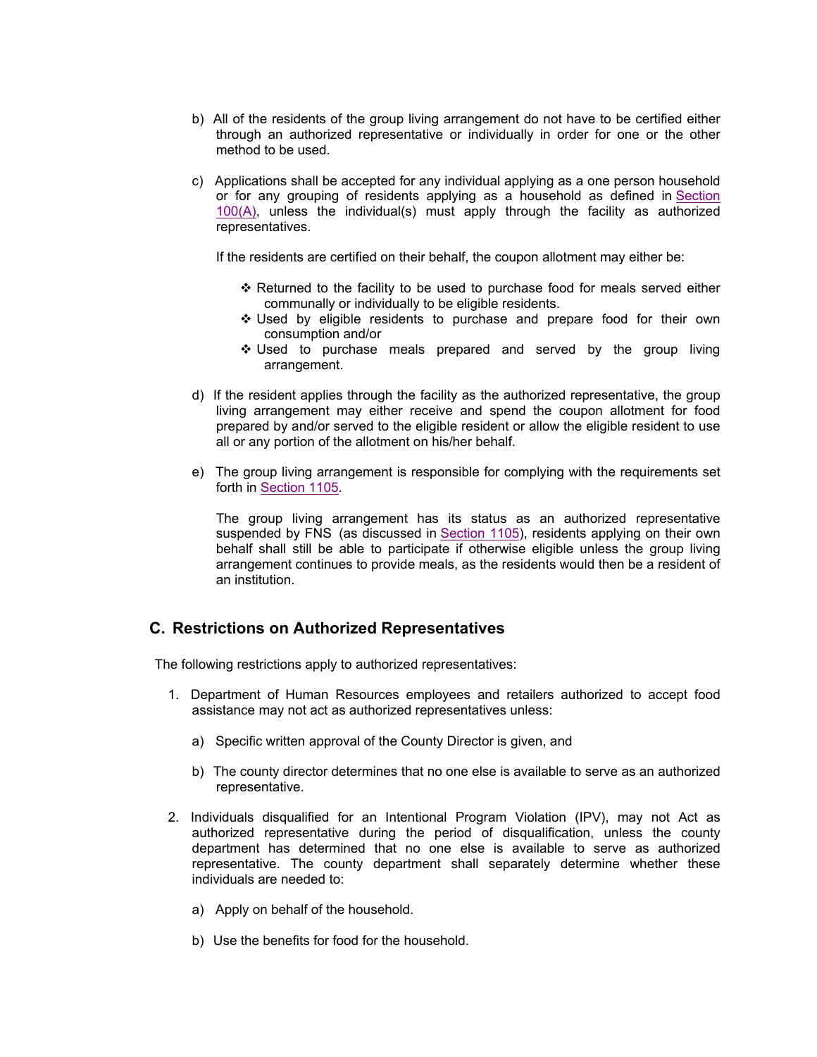b) All of the residents of the group living arrangement do not have to be certified either through an authorized representative or individually in order for one or the other method to be used.

c) Applications shall be accepted for any individual applying as a one person household or for any grouping of residents applying as a household as defined in Section 100(A), unless the individual(s) must apply through the facility as authorized representatives.

   If the residents are certified on their behalf, the coupon allotment may either be:

   - Returned to the facility to be used to purchase food for meals served either communally or individually to be eligible residents.
   - Used by eligible residents to purchase and prepare food for their own consumption and/or
   - Used to purchase meals prepared and served by the group living arrangement.

d) If the resident applies through the facility as the authorized representative, the group living arrangement may either receive and spend the coupon allotment for food prepared by and/or served to the eligible resident or allow the eligible resident to use all or any portion of the allotment on his/her behalf.

e) The group living arrangement is responsible for complying with the requirements set forth in Section 1105.

   The group living arrangement has its status as an authorized representative suspended by FNS (as discussed in Section 1105), residents applying on their own behalf shall still be able to participate if otherwise eligible unless the group living arrangement continues to provide meals, as the residents would then be a resident of an institution.

## C. Restrictions on Authorized Representatives

The following restrictions apply to authorized representatives:

1. Department of Human Resources employees and retailers authorized to accept food assistance may not act as authorized representatives unless:

   a) Specific written approval of the County Director is given, and

   b) The county director determines that no one else is available to serve as an authorized representative.

2. Individuals disqualified for an Intentional Program Violation (IPV), may not Act as authorized representative during the period of disqualification, unless the county department has determined that no one else is available to serve as authorized representative. The county department shall separately determine whether these individuals are needed to:

   a) Apply on behalf of the household.

   b) Use the benefits for food for the household.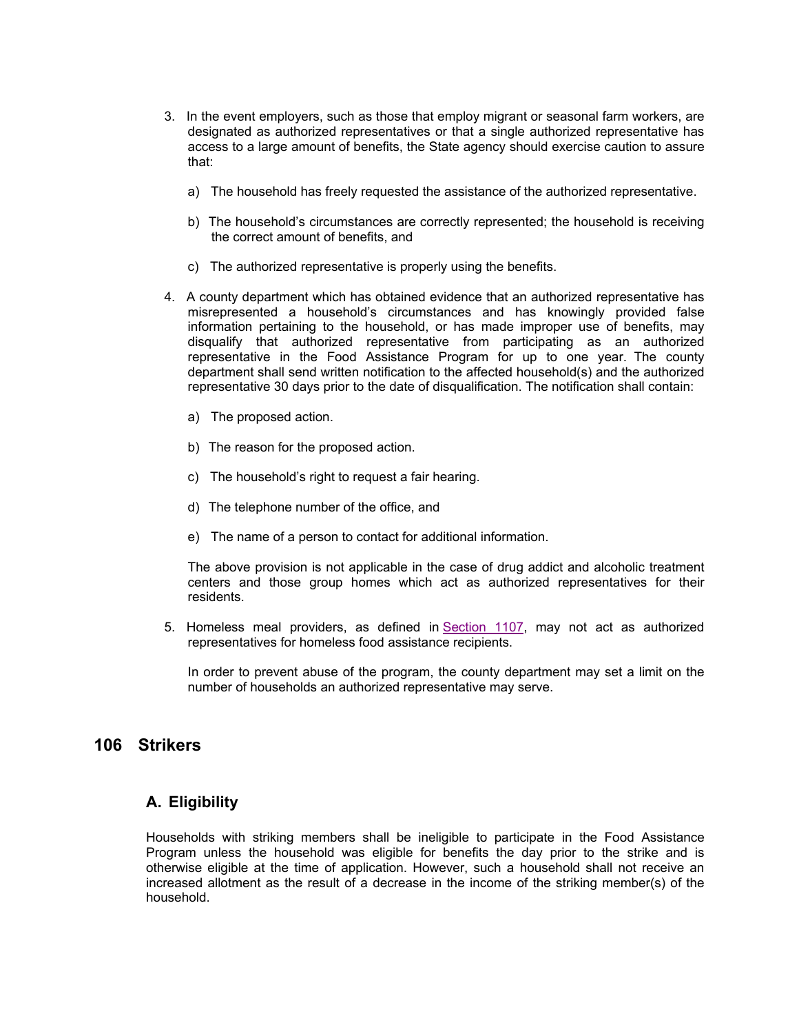3. In the event employers, such as those that employ migrant or seasonal farm workers, are designated as authorized representatives or that a single authorized representative has access to a large amount of benefits, the State agency should exercise caution to assure that:

   a) The household has freely requested the assistance of the authorized representative.

   b) The household's circumstances are correctly represented; the household is receiving the correct amount of benefits, and

   c) The authorized representative is properly using the benefits.

4. A county department which has obtained evidence that an authorized representative has misrepresented a household's circumstances and has knowingly provided false information pertaining to the household, or has made improper use of benefits, may disqualify that authorized representative from participating as an authorized representative in the Food Assistance Program for up to one year. The county department shall send written notification to the affected household(s) and the authorized representative 30 days prior to the date of disqualification. The notification shall contain:

   a) The proposed action.

   b) The reason for the proposed action.

   c) The household's right to request a fair hearing.

   d) The telephone number of the office, and

   e) The name of a person to contact for additional information.

   The above provision is not applicable in the case of drug addict and alcoholic treatment centers and those group homes which act as authorized representatives for their residents.

5. Homeless meal providers, as defined in Section 1107, may not act as authorized representatives for homeless food assistance recipients.

   In order to prevent abuse of the program, the county department may set a limit on the number of households an authorized representative may serve.

## 106 Strikers

### A. Eligibility

Households with striking members shall be ineligible to participate in the Food Assistance Program unless the household was eligible for benefits the day prior to the strike and is otherwise eligible at the time of application. However, such a household shall not receive an increased allotment as the result of a decrease in the income of the striking member(s) of the household.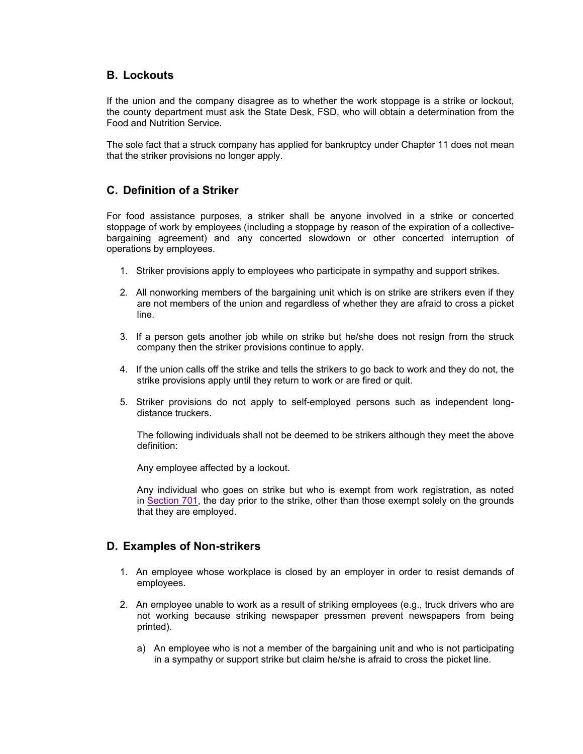## B. Lockouts

If the union and the company disagree as to whether the work stoppage is a strike or lockout, the county department must ask the State Desk, FSD, who will obtain a determination from the Food and Nutrition Service.

The sole fact that a struck company has applied for bankruptcy under Chapter 11 does not mean that the striker provisions no longer apply.

## C. Definition of a Striker

For food assistance purposes, a striker shall be anyone involved in a strike or concerted stoppage of work by employees (including a stoppage by reason of the expiration of a collective-bargaining agreement) and any concerted slowdown or other concerted interruption of operations by employees.

1. Striker provisions apply to employees who participate in sympathy and support strikes.
2. All nonworking members of the bargaining unit which is on strike are strikers even if they are not members of the union and regardless of whether they are afraid to cross a picket line.
3. If a person gets another job while on strike but he/she does not resign from the struck company then the striker provisions continue to apply.
4. If the union calls off the strike and tells the strikers to go back to work and they do not, the strike provisions apply until they return to work or are fired or quit.
5. Striker provisions do not apply to self-employed persons such as independent long-distance truckers.

   The following individuals shall not be deemed to be strikers although they meet the above definition:

   Any employee affected by a lockout.

   Any individual who goes on strike but who is exempt from work registration, as noted in Section 701, the day prior to the strike, other than those exempt solely on the grounds that they are employed.

## D. Examples of Non-strikers

1. An employee whose workplace is closed by an employer in order to resist demands of employees.
2. An employee unable to work as a result of striking employees (e.g., truck drivers who are not working because striking newspaper pressmen prevent newspapers from being printed).
   a) An employee who is not a member of the bargaining unit and who is not participating in a sympathy or support strike but claim he/she is afraid to cross the picket line.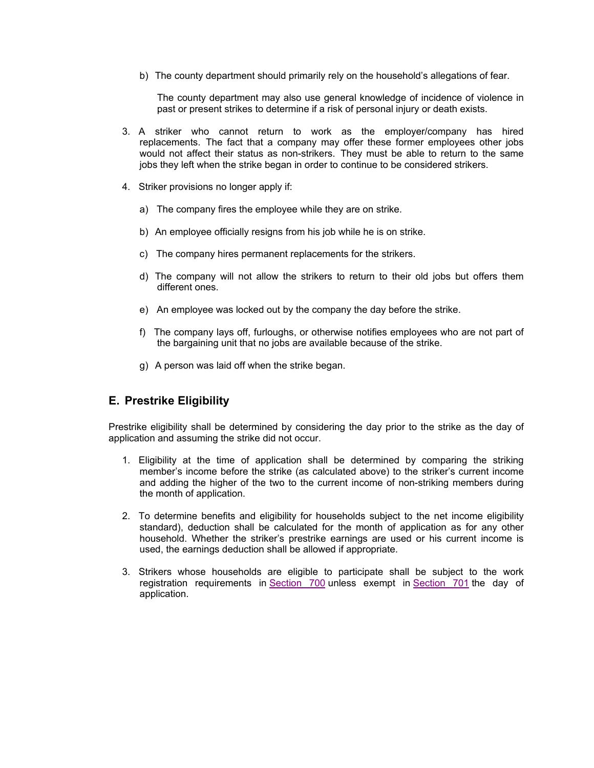b) The county department should primarily rely on the household's allegations of fear.

   The county department may also use general knowledge of incidence of violence in past or present strikes to determine if a risk of personal injury or death exists.

3. A striker who cannot return to work as the employer/company has hired replacements. The fact that a company may offer these former employees other jobs would not affect their status as non-strikers. They must be able to return to the same jobs they left when the strike began in order to continue to be considered strikers.

4. Striker provisions no longer apply if:

   a) The company fires the employee while they are on strike.

   b) An employee officially resigns from his job while he is on strike.

   c) The company hires permanent replacements for the strikers.

   d) The company will not allow the strikers to return to their old jobs but offers them different ones.

   e) An employee was locked out by the company the day before the strike.

   f) The company lays off, furloughs, or otherwise notifies employees who are not part of the bargaining unit that no jobs are available because of the strike.

   g) A person was laid off when the strike began.

## E. Prestrike Eligibility

Prestrike eligibility shall be determined by considering the day prior to the strike as the day of application and assuming the strike did not occur.

1. Eligibility at the time of application shall be determined by comparing the striking member's income before the strike (as calculated above) to the striker's current income and adding the higher of the two to the current income of non-striking members during the month of application.

2. To determine benefits and eligibility for households subject to the net income eligibility standard), deduction shall be calculated for the month of application as for any other household. Whether the striker's prestrike earnings are used or his current income is used, the earnings deduction shall be allowed if appropriate.

3. Strikers whose households are eligible to participate shall be subject to the work registration requirements in Section 700 unless exempt in Section 701 the day of application.